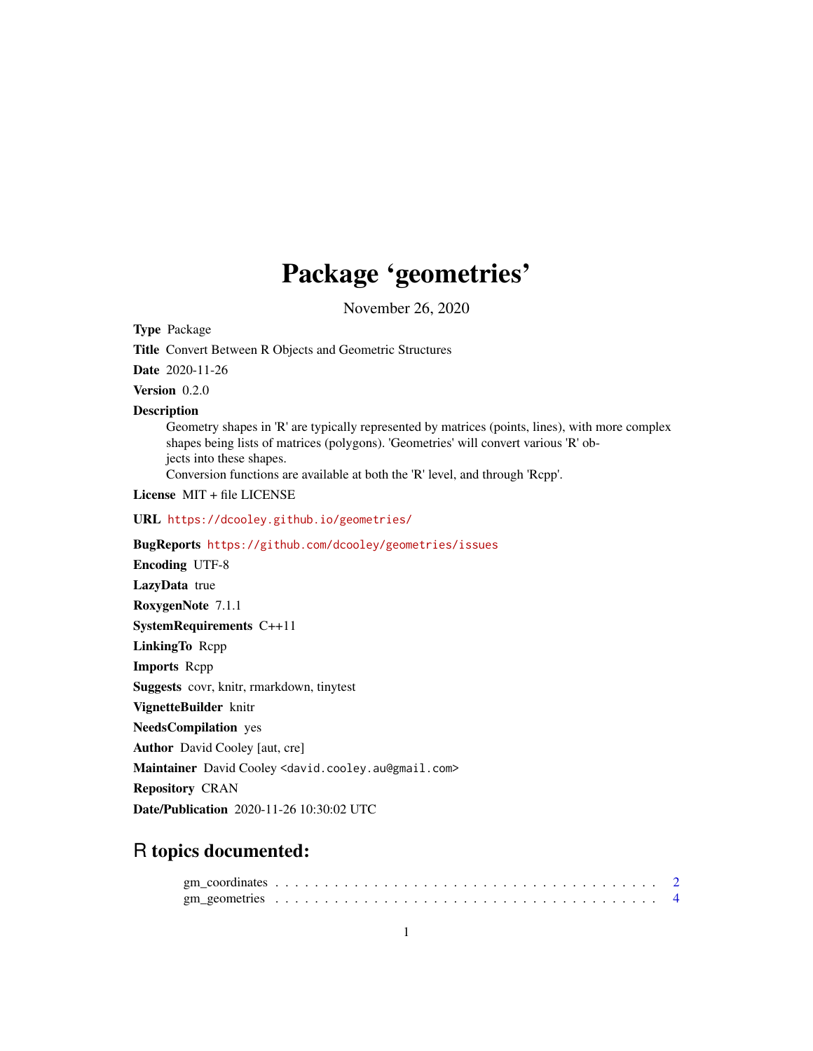# Package 'geometries'

November 26, 2020

**Type** Package

**Title** Convert Between R Objects and Geometric Structures

**Date** 2020-11-26

**Version** 0.2.0

**Description**
Geometry shapes in 'R' are typically represented by matrices (points, lines), with more complex shapes being lists of matrices (polygons). 'Geometries' will convert various 'R' objects into these shapes.
Conversion functions are available at both the 'R' level, and through 'Rcpp'.

**License** MIT + file LICENSE

**URL** https://dcooley.github.io/geometries/

**BugReports** https://github.com/dcooley/geometries/issues

**Encoding** UTF-8

**LazyData** true

**RoxygenNote** 7.1.1

**SystemRequirements** C++11

**LinkingTo** Rcpp

**Imports** Rcpp

**Suggests** covr, knitr, rmarkdown, tinytest

**VignetteBuilder** knitr

**NeedsCompilation** yes

**Author** David Cooley [aut, cre]

**Maintainer** David Cooley <david.cooley.au@gmail.com>

**Repository** CRAN

**Date/Publication** 2020-11-26 10:30:02 UTC

## R topics documented:

gm_coordinates . . . . . . . . . . . . . . . . . . . . . . . . . . . . . . . . . . . . . . . 2
gm_geometries . . . . . . . . . . . . . . . . . . . . . . . . . . . . . . . . . . . . . . . 4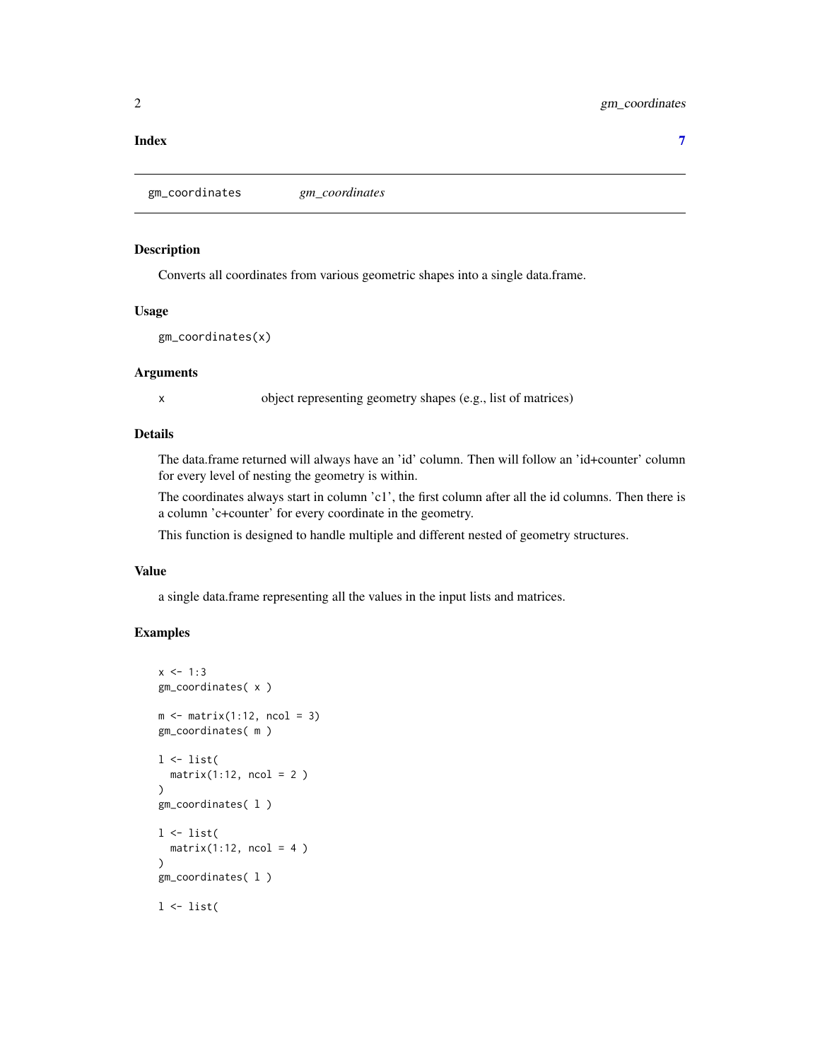**Index** **7**

---

gm_coordinates *gm_coordinates*

---

### Description

Converts all coordinates from various geometric shapes into a single data.frame.

### Usage

```
gm_coordinates(x)
```

### Arguments

| | |
|---|---|
| x | object representing geometry shapes (e.g., list of matrices) |

### Details

The data.frame returned will always have an 'id' column. Then will follow an 'id+counter' column for every level of nesting the geometry is within.

The coordinates always start in column 'c1', the first column after all the id columns. Then there is a column 'c+counter' for every coordinate in the geometry.

This function is designed to handle multiple and different nested of geometry structures.

### Value

a single data.frame representing all the values in the input lists and matrices.

### Examples

```
x <- 1:3
gm_coordinates( x )

m <- matrix(1:12, ncol = 3)
gm_coordinates( m )

l <- list(
  matrix(1:12, ncol = 2 )
)
gm_coordinates( l )

l <- list(
  matrix(1:12, ncol = 4 )
)
gm_coordinates( l )

l <- list(
```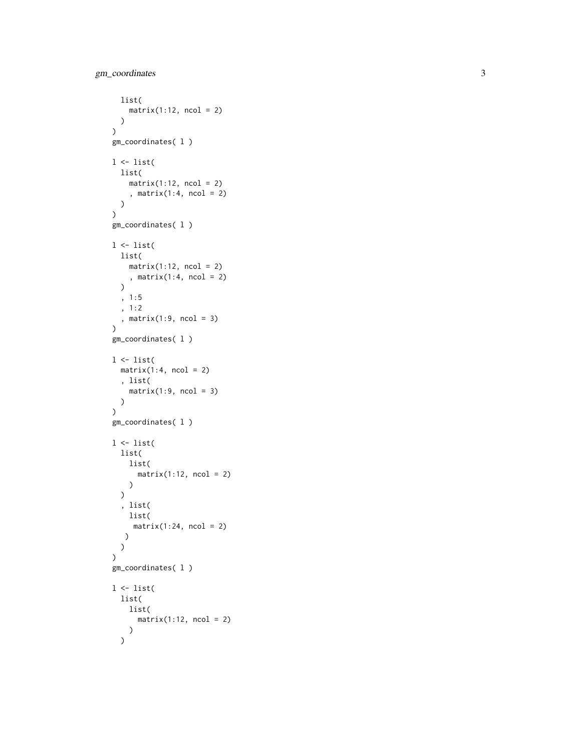```
  list(
    matrix(1:12, ncol = 2)
  )
)
gm_coordinates( l )

l <- list(
  list(
    matrix(1:12, ncol = 2)
    , matrix(1:4, ncol = 2)
  )
)
gm_coordinates( l )

l <- list(
  list(
    matrix(1:12, ncol = 2)
    , matrix(1:4, ncol = 2)
  )
  , 1:5
  , 1:2
  , matrix(1:9, ncol = 3)
)
gm_coordinates( l )

l <- list(
  matrix(1:4, ncol = 2)
  , list(
    matrix(1:9, ncol = 3)
  )
)
gm_coordinates( l )

l <- list(
  list(
    list(
      matrix(1:12, ncol = 2)
    )
  )
  , list(
    list(
     matrix(1:24, ncol = 2)
   )
  )
)
gm_coordinates( l )

l <- list(
  list(
    list(
      matrix(1:12, ncol = 2)
    )
  )
```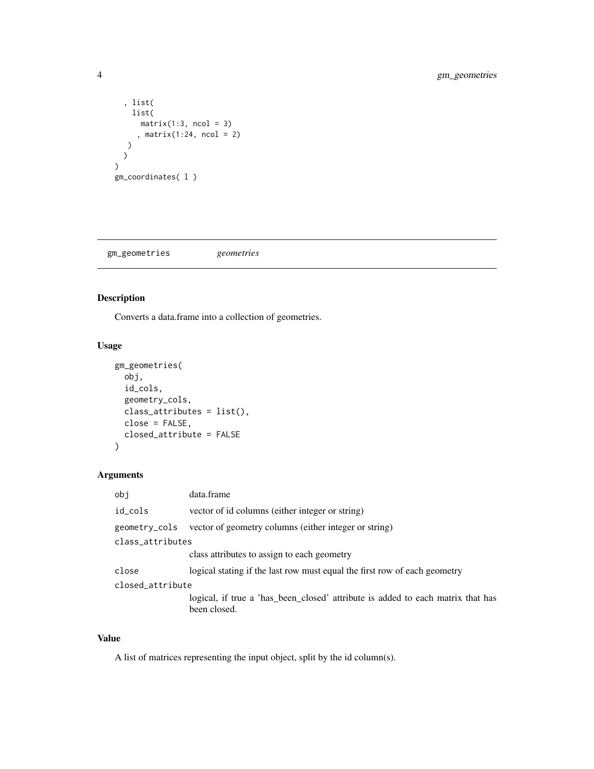```
  , list(
    list(
      matrix(1:3, ncol = 3)
      , matrix(1:24, ncol = 2)
    )
  )
)
gm_coordinates( l )
```

## gm_geometries *geometries*

### Description

Converts a data.frame into a collection of geometries.

### Usage

```
gm_geometries(
  obj,
  id_cols,
  geometry_cols,
  class_attributes = list(),
  close = FALSE,
  closed_attribute = FALSE
)
```

### Arguments

| | |
|---|---|
| `obj` | data.frame |
| `id_cols` | vector of id columns (either integer or string) |
| `geometry_cols` | vector of geometry columns (either integer or string) |
| `class_attributes` | class attributes to assign to each geometry |
| `close` | logical stating if the last row must equal the first row of each geometry |
| `closed_attribute` | logical, if true a 'has_been_closed' attribute is added to each matrix that has been closed. |

### Value

A list of matrices representing the input object, split by the id column(s).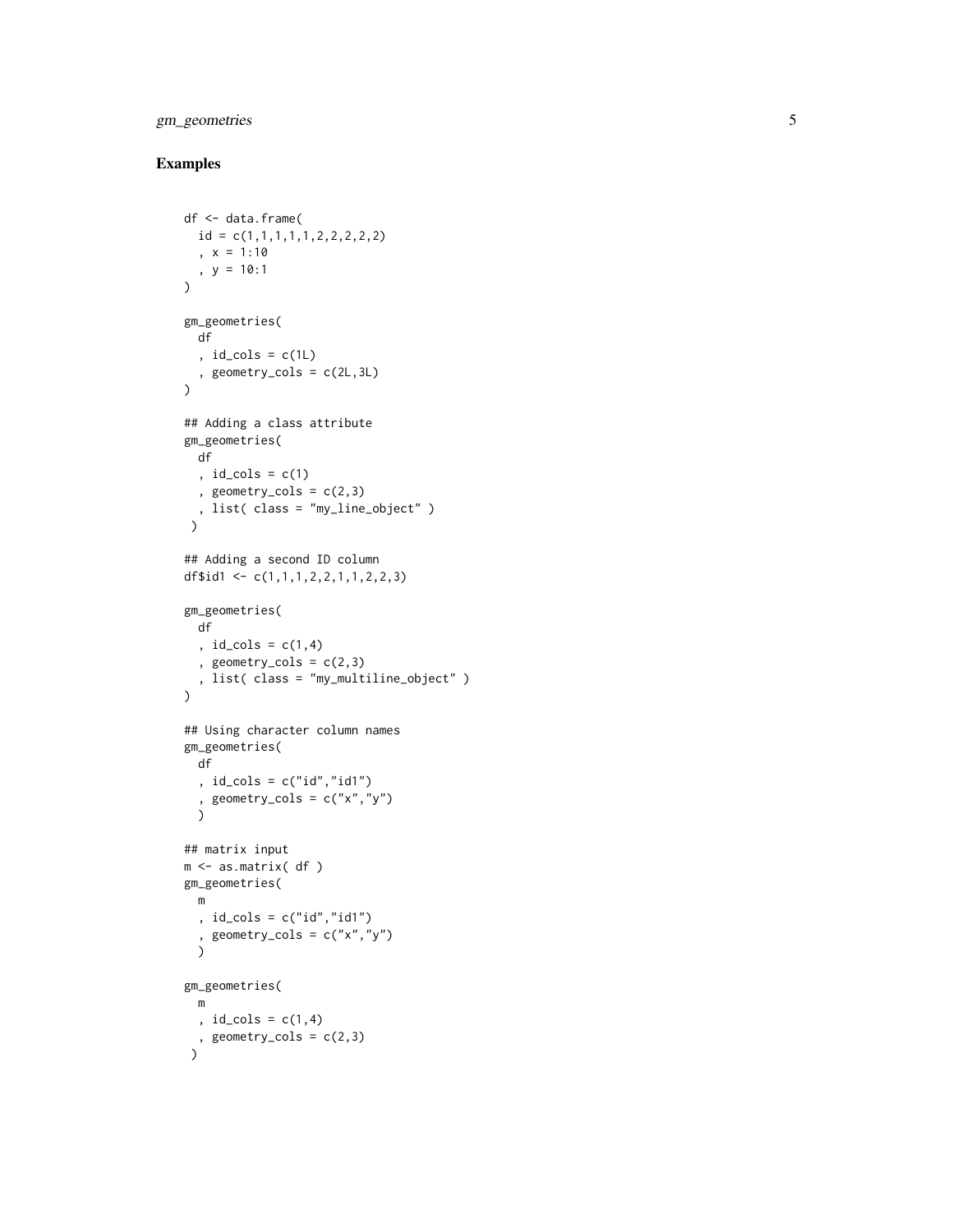## Examples

```
df <- data.frame(
  id = c(1,1,1,1,1,2,2,2,2,2)
  , x = 1:10
  , y = 10:1
)

gm_geometries(
  df
  , id_cols = c(1L)
  , geometry_cols = c(2L,3L)
)

## Adding a class attribute
gm_geometries(
  df
  , id_cols = c(1)
  , geometry_cols = c(2,3)
  , list( class = "my_line_object" )
 )

## Adding a second ID column
df$id1 <- c(1,1,1,2,2,1,1,2,2,3)

gm_geometries(
  df
  , id_cols = c(1,4)
  , geometry_cols = c(2,3)
  , list( class = "my_multiline_object" )
)

## Using character column names
gm_geometries(
  df
  , id_cols = c("id","id1")
  , geometry_cols = c("x","y")
  )

## matrix input
m <- as.matrix( df )
gm_geometries(
  m
  , id_cols = c("id","id1")
  , geometry_cols = c("x","y")
  )

gm_geometries(
  m
  , id_cols = c(1,4)
  , geometry_cols = c(2,3)
 )
```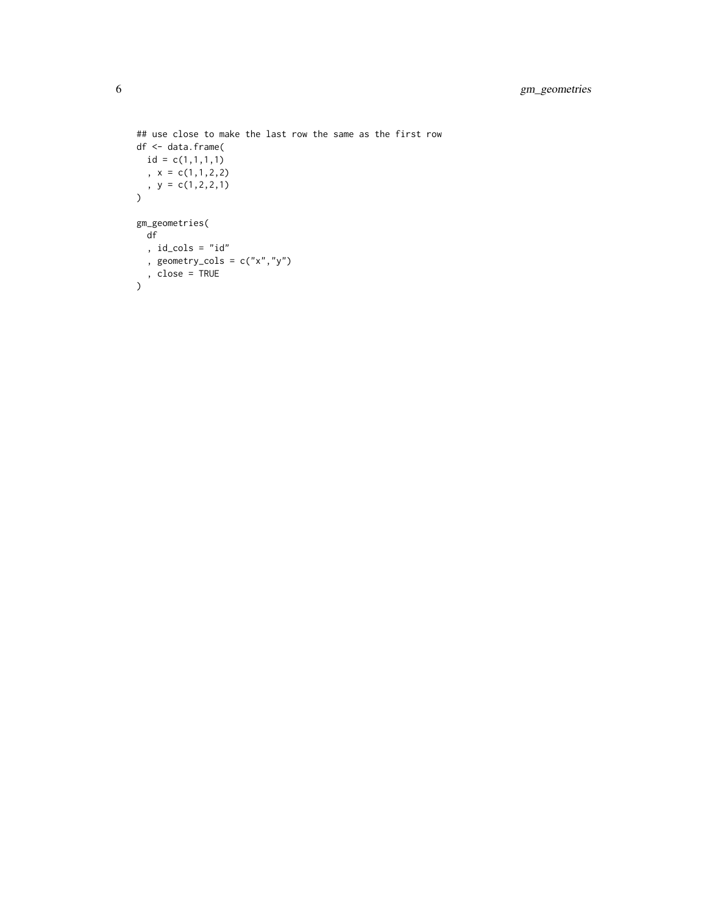```
## use close to make the last row the same as the first row
df <- data.frame(
  id = c(1,1,1,1)
  , x = c(1,1,2,2)
  , y = c(1,2,2,1)
)

gm_geometries(
  df
  , id_cols = "id"
  , geometry_cols = c("x","y")
  , close = TRUE
)
```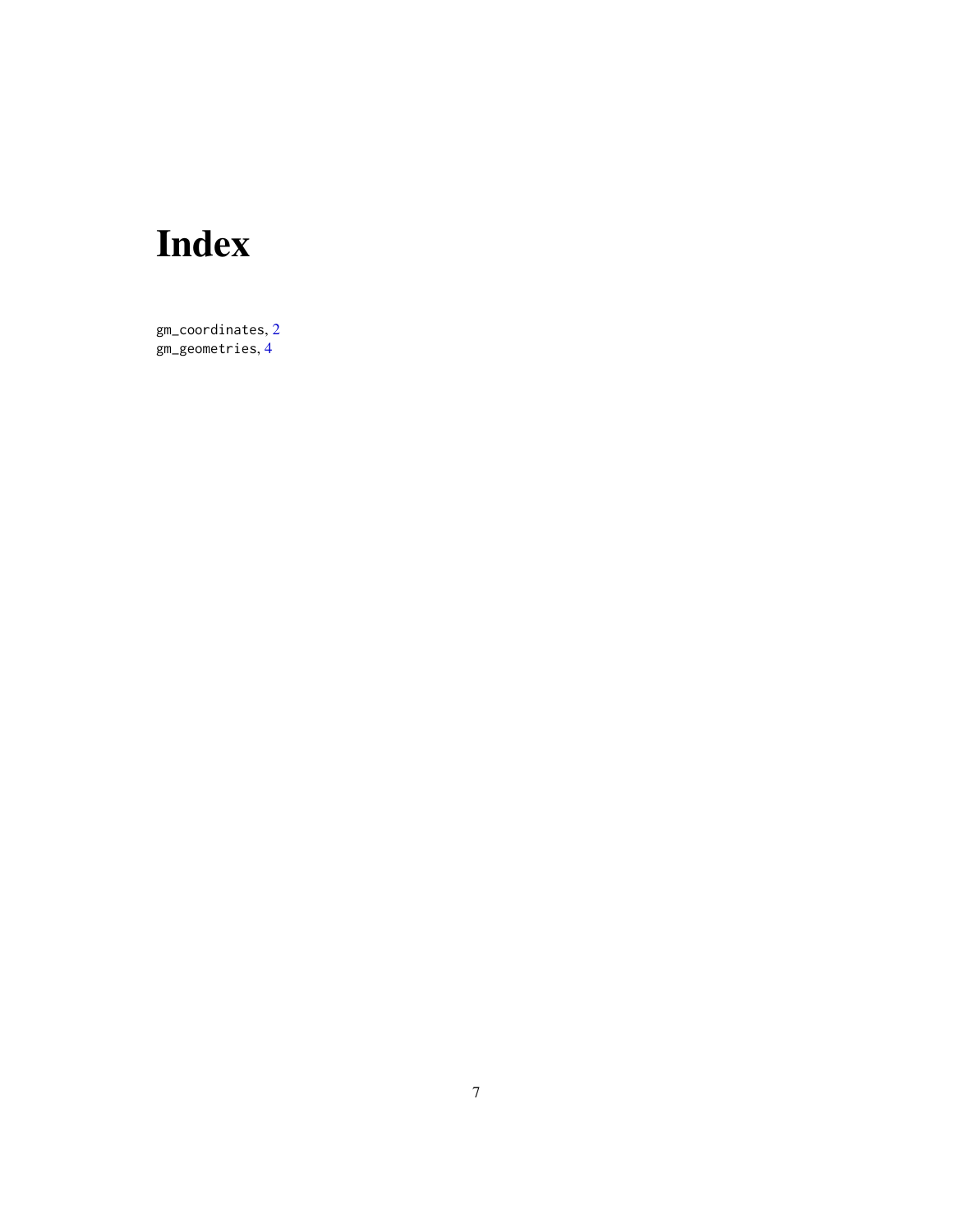# Index

gm_coordinates, 2
gm_geometries, 4